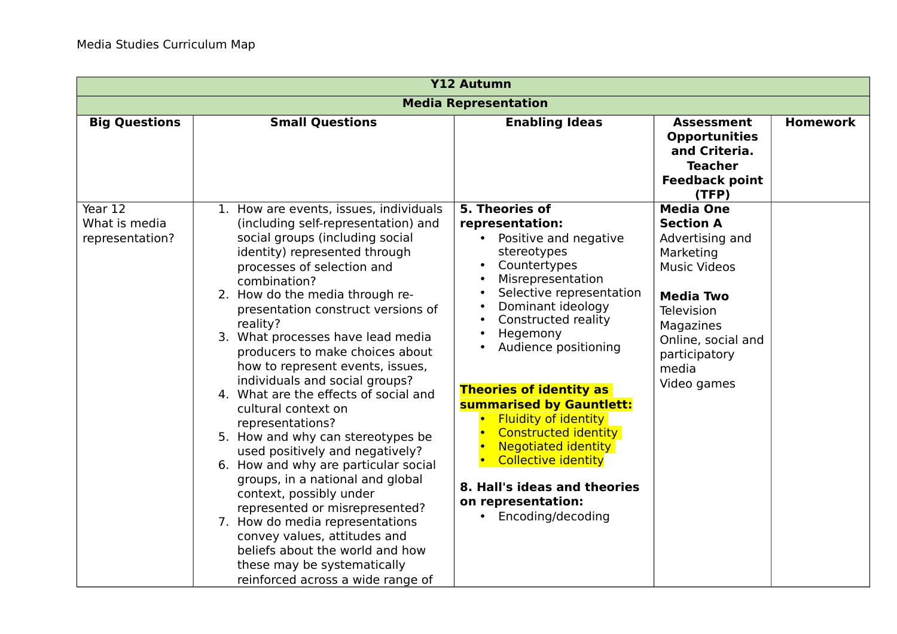Media Studies Curriculum Map

| **Y12 Autumn** | | | | |
|---|---|---|---|---|
| **Media Representation** | | | | |
| **Big Questions** | **Small Questions** | **Enabling Ideas** | **Assessment Opportunities and Criteria. Teacher Feedback point (TFP)** | **Homework** |
| Year 12<br>What is media representation? | 1. How are events, issues, individuals (including self-representation) and social groups (including social identity) represented through processes of selection and combination?<br>2. How do the media through re-presentation construct versions of reality?<br>3. What processes have lead media producers to make choices about how to represent events, issues, individuals and social groups?<br>4. What are the effects of social and cultural context on representations?<br>5. How and why can stereotypes be used positively and negatively?<br>6. How and why are particular social groups, in a national and global context, possibly under represented or misrepresented?<br>7. How do media representations convey values, attitudes and beliefs about the world and how these may be systematically reinforced across a wide range of | **5. Theories of representation:**<br>• Positive and negative stereotypes<br>• Countertypes<br>• Misrepresentation<br>• Selective representation<br>• Dominant ideology<br>• Constructed reality<br>• Hegemony<br>• Audience positioning<br><br>**Theories of identity as summarised by Gauntlett:**<br>• Fluidity of identity<br>• Constructed identity<br>• Negotiated identity<br>• Collective identity<br><br>**8. Hall's ideas and theories on representation:**<br>• Encoding/decoding | **Media One Section A**<br>Advertising and Marketing<br>Music Videos<br><br>**Media Two**<br>Television<br>Magazines<br>Online, social and participatory media<br>Video games | |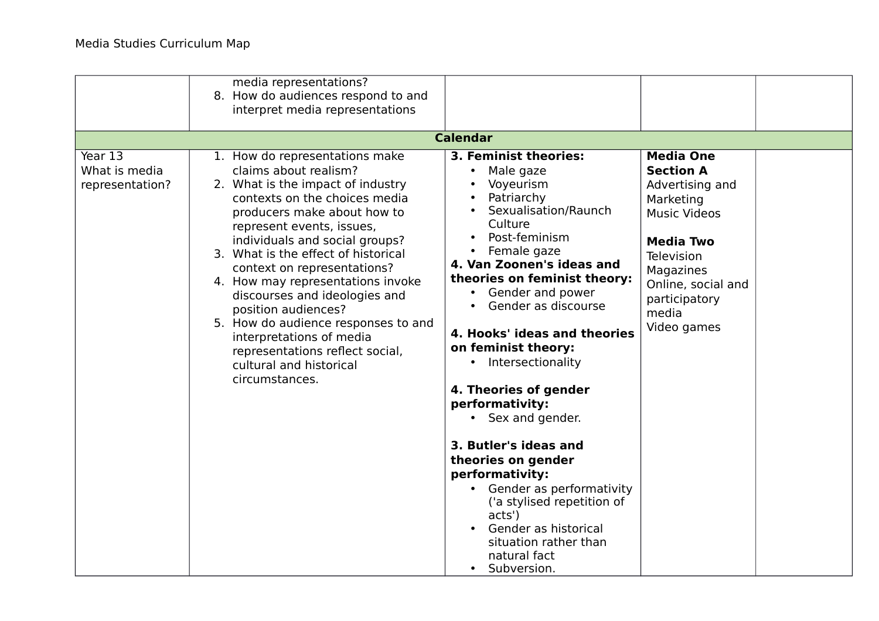| | | | | |
|---|---|---|---|---|
| | media representations?<br>8. How do audiences respond to and interpret media representations | | | |
| **Calendar** | | | | |
| Year 13<br>What is media representation? | 1. How do representations make claims about realism?<br>2. What is the impact of industry contexts on the choices media producers make about how to represent events, issues, individuals and social groups?<br>3. What is the effect of historical context on representations?<br>4. How may representations invoke discourses and ideologies and position audiences?<br>5. How do audience responses to and interpretations of media representations reflect social, cultural and historical circumstances. | **3. Feminist theories:**<br>• Male gaze<br>• Voyeurism<br>• Patriarchy<br>• Sexualisation/Raunch Culture<br>• Post-feminism<br>• Female gaze<br>**4. Van Zoonen's ideas and theories on feminist theory:**<br>• Gender and power<br>• Gender as discourse<br><br>**4. Hooks' ideas and theories on feminist theory:**<br>• Intersectionality<br><br>**4. Theories of gender performativity:**<br>• Sex and gender.<br><br>**3. Butler's ideas and theories on gender performativity:**<br>• Gender as performativity ('a stylised repetition of acts')<br>• Gender as historical situation rather than natural fact<br>• Subversion. | **Media One Section A**<br>Advertising and Marketing<br>Music Videos<br><br>**Media Two**<br>Television<br>Magazines<br>Online, social and participatory media<br>Video games | |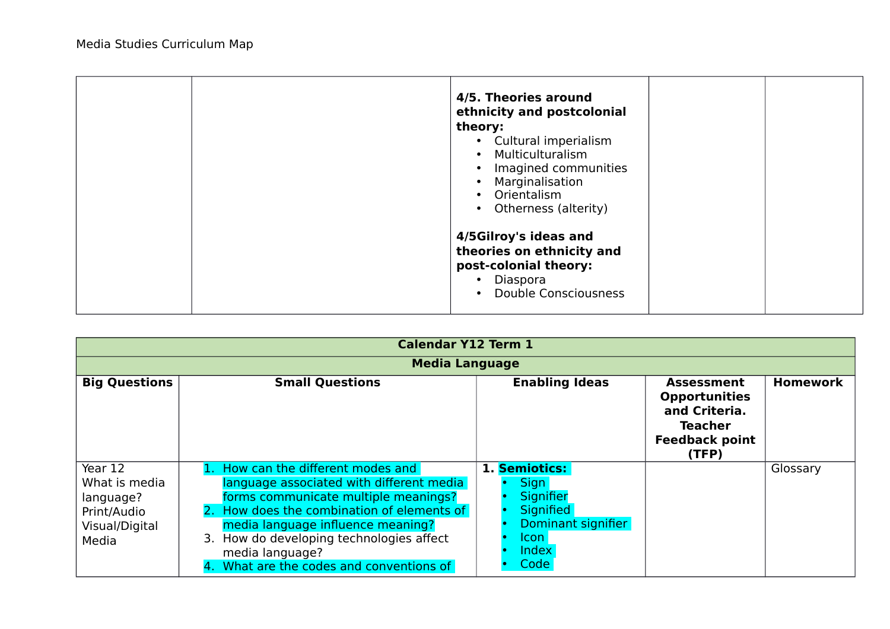Media Studies Curriculum Map

| | | | | |
|---|---|---|---|---|
| | | **4/5. Theories around ethnicity and postcolonial theory:**<br>• Cultural imperialism<br>• Multiculturalism<br>• Imagined communities<br>• Marginalisation<br>• Orientalism<br>• Otherness (alterity)<br><br>**4/5Gilroy's ideas and theories on ethnicity and post-colonial theory:**<br>• Diaspora<br>• Double Consciousness | | |

| **Calendar Y12 Term 1** | | | | |
|---|---|---|---|---|
| **Media Language** | | | | |
| **Big Questions** | **Small Questions** | **Enabling Ideas** | **Assessment Opportunities and Criteria. Teacher Feedback point (TFP)** | **Homework** |
| Year 12<br>What is media language?<br>Print/Audio Visual/Digital Media | 1. How can the different modes and language associated with different media forms communicate multiple meanings?<br>2. How does the combination of elements of media language influence meaning?<br>3. How do developing technologies affect media language?<br>4. What are the codes and conventions of | **1. Semiotics:**<br>• Sign<br>• Signifier<br>• Signified<br>• Dominant signifier<br>• Icon<br>• Index<br>• Code | | Glossary |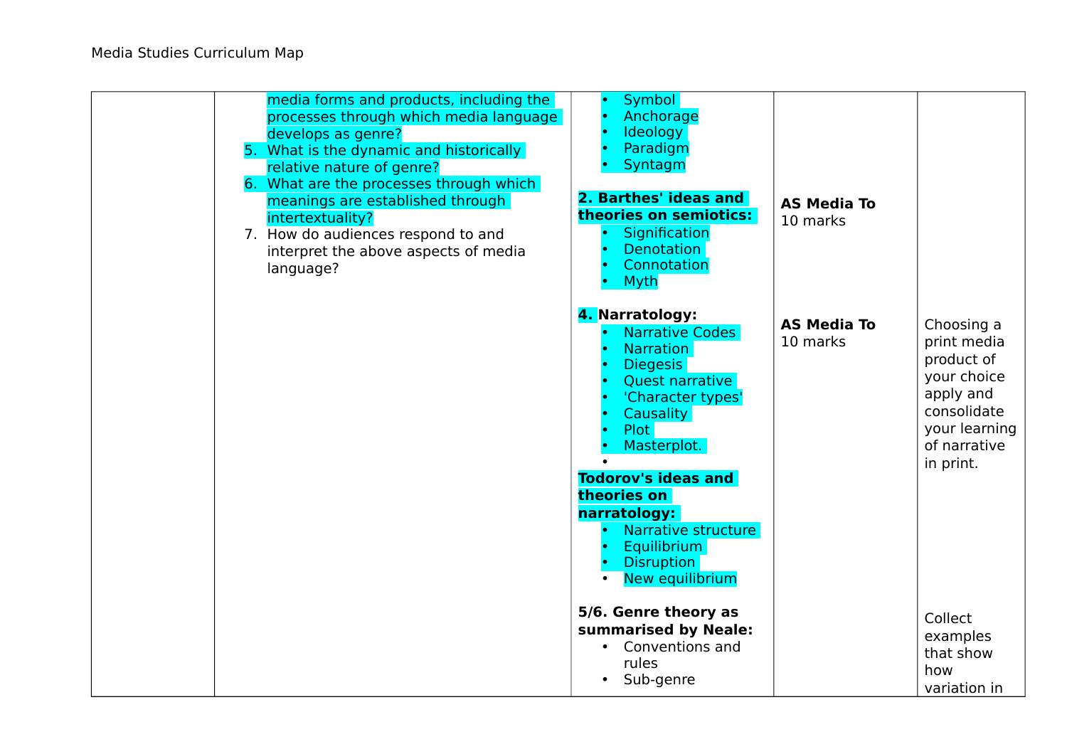| | | | | |
|---|---|---|---|---|
| | media forms and products, including the processes through which media language develops as genre?<br>5. What is the dynamic and historically relative nature of genre?<br>6. What are the processes through which meanings are established through intertextuality?<br>7. How do audiences respond to and interpret the above aspects of media language? | • Symbol<br>• Anchorage<br>• Ideology<br>• Paradigm<br>• Syntagm<br><br>**2. Barthes' ideas and theories on semiotics:**<br>• Signification<br>• Denotation<br>• Connotation<br>• Myth | **AS Media To**<br>10 marks | |
| | | **4. Narratology:**<br>• Narrative Codes<br>• Narration<br>• Diegesis<br>• Quest narrative<br>• 'Character types'<br>• Causality<br>• Plot<br>• Masterplot.<br>•<br>**Todorov's ideas and theories on narratology:**<br>• Narrative structure<br>• Equilibrium<br>• Disruption<br>• New equilibrium | **AS Media To**<br>10 marks | Choosing a print media product of your choice apply and consolidate your learning of narrative in print. |
| | | **5/6. Genre theory as summarised by Neale:**<br>• Conventions and rules<br>• Sub-genre | | Collect examples that show how variation in |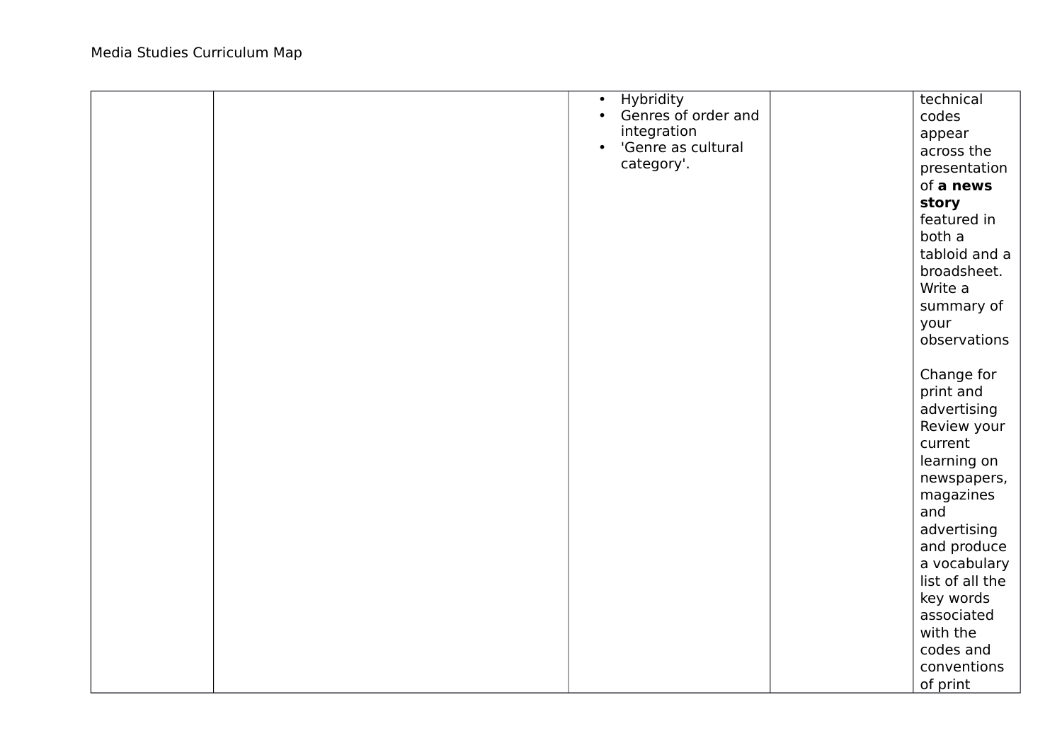| | | | | |
|---|---|---|---|---|
| | | • Hybridity<br>• Genres of order and integration<br>• 'Genre as cultural category'. | | technical codes appear across the presentation of **a news story** featured in both a tabloid and a broadsheet. Write a summary of your observations<br><br>Change for print and advertising Review your current learning on newspapers, magazines and advertising and produce a vocabulary list of all the key words associated with the codes and conventions of print |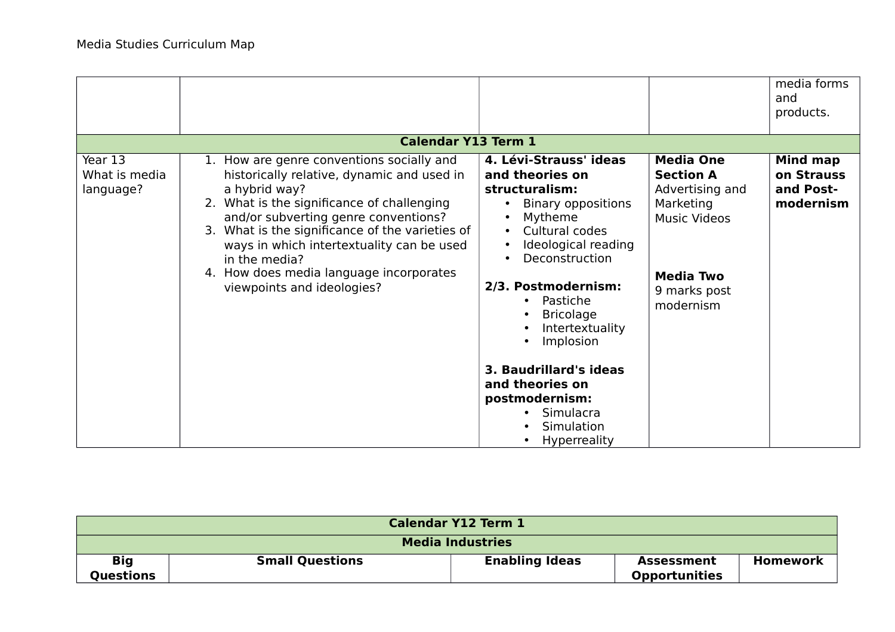Media Studies Curriculum Map

| | | | | |
|---|---|---|---|---|
| | | | | media forms and products. |
| **Calendar Y13 Term 1** | | | | |
| Year 13<br>What is media language? | 1. How are genre conventions socially and historically relative, dynamic and used in a hybrid way?<br>2. What is the significance of challenging and/or subverting genre conventions?<br>3. What is the significance of the varieties of ways in which intertextuality can be used in the media?<br>4. How does media language incorporates viewpoints and ideologies? | **4. Lévi-Strauss' ideas and theories on structuralism:**<br>• Binary oppositions<br>• Mytheme<br>• Cultural codes<br>• Ideological reading<br>• Deconstruction<br><br>**2/3. Postmodernism:**<br>• Pastiche<br>• Bricolage<br>• Intertextuality<br>• Implosion<br><br>**3. Baudrillard's ideas and theories on postmodernism:**<br>• Simulacra<br>• Simulation<br>• Hyperreality | **Media One Section A**<br>Advertising and Marketing<br>Music Videos<br><br>**Media Two**<br>9 marks post modernism | **Mind map on Strauss and Post-modernism** |

| **Calendar Y12 Term 1** | | | | |
|---|---|---|---|---|
| **Media Industries** | | | | |
| **Big Questions** | **Small Questions** | **Enabling Ideas** | **Assessment Opportunities** | **Homework** |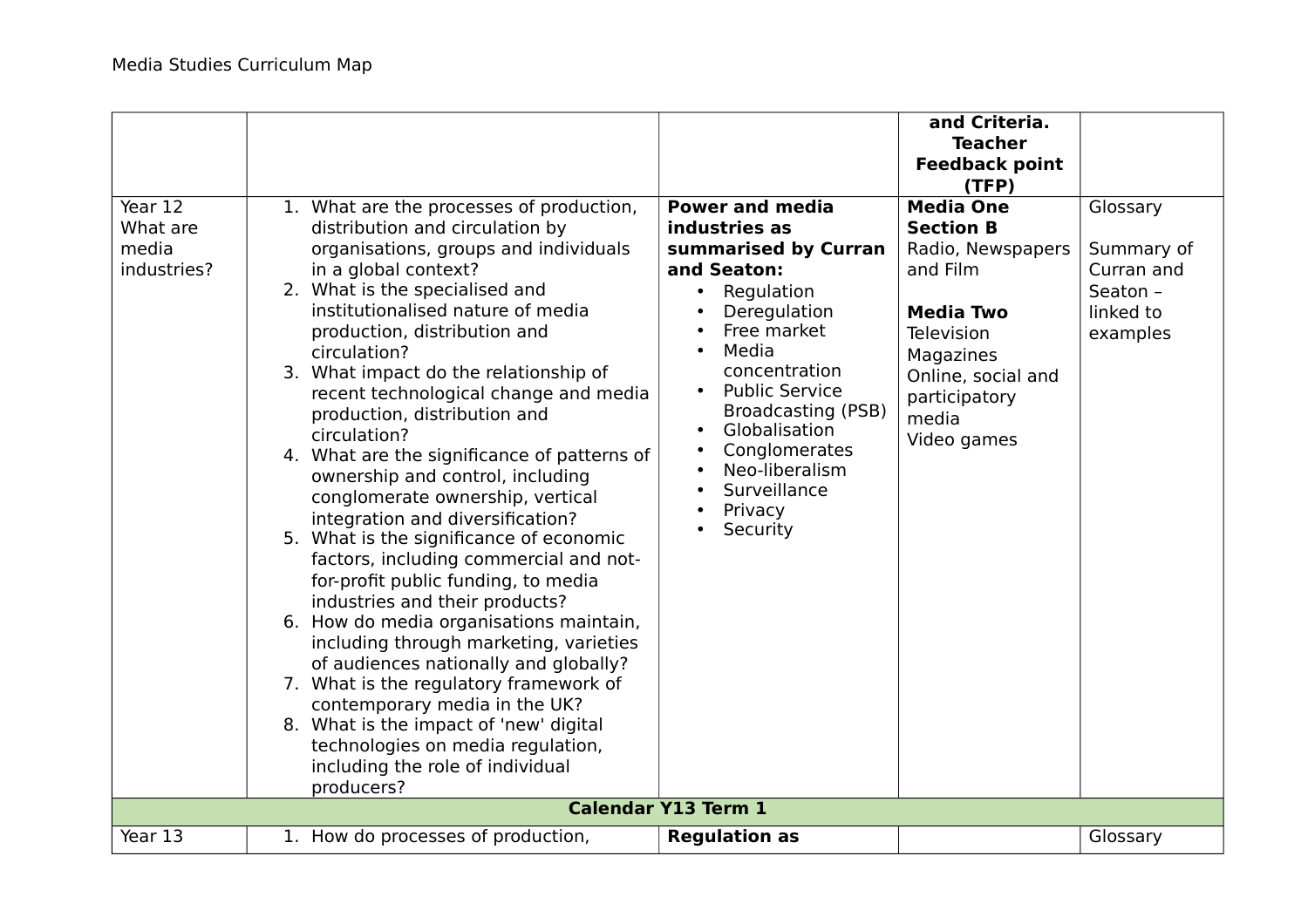Media Studies Curriculum Map

| | | | **and Criteria. Teacher Feedback point (TFP)** | |
|---|---|---|---|---|
| Year 12 What are media industries? | 1. What are the processes of production, distribution and circulation by organisations, groups and individuals in a global context?<br>2. What is the specialised and institutionalised nature of media production, distribution and circulation?<br>3. What impact do the relationship of recent technological change and media production, distribution and circulation?<br>4. What are the significance of patterns of ownership and control, including conglomerate ownership, vertical integration and diversification?<br>5. What is the significance of economic factors, including commercial and not-for-profit public funding, to media industries and their products?<br>6. How do media organisations maintain, including through marketing, varieties of audiences nationally and globally?<br>7. What is the regulatory framework of contemporary media in the UK?<br>8. What is the impact of 'new' digital technologies on media regulation, including the role of individual producers? | **Power and media industries as summarised by Curran and Seaton:**<br>• Regulation<br>• Deregulation<br>• Free market<br>• Media concentration<br>• Public Service Broadcasting (PSB)<br>• Globalisation<br>• Conglomerates<br>• Neo-liberalism<br>• Surveillance<br>• Privacy<br>• Security | **Media One Section B**<br>Radio, Newspapers and Film<br><br>**Media Two**<br>Television<br>Magazines<br>Online, social and participatory media<br>Video games | Glossary<br><br>Summary of Curran and Seaton – linked to examples |
| **Calendar Y13 Term 1** | | | | |
| Year 13 | 1. How do processes of production, | **Regulation as** | | Glossary |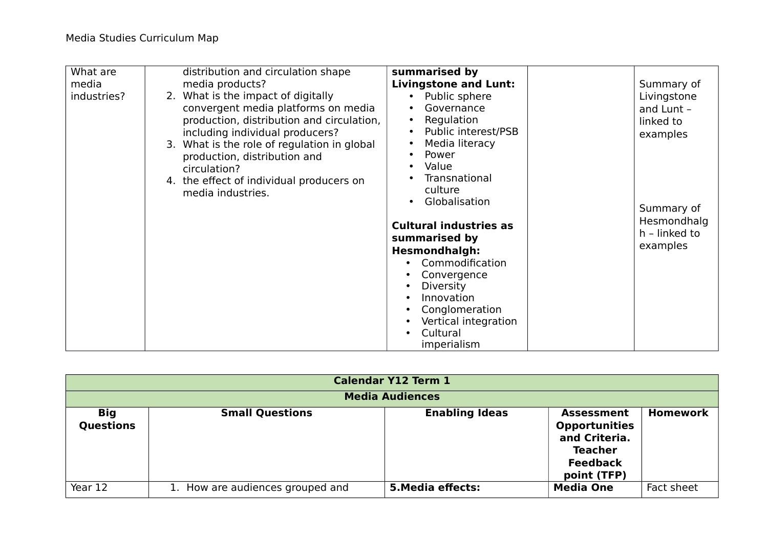| What are media industries? | distribution and circulation shape media products?<br>2. What is the impact of digitally convergent media platforms on media production, distribution and circulation, including individual producers?<br>3. What is the role of regulation in global production, distribution and circulation?<br>4. the effect of individual producers on media industries. | **summarised by Livingstone and Lunt:**<br>• Public sphere<br>• Governance<br>• Regulation<br>• Public interest/PSB<br>• Media literacy<br>• Power<br>• Value<br>• Transnational culture<br>• Globalisation<br><br>**Cultural industries as summarised by Hesmondhalgh:**<br>• Commodification<br>• Convergence<br>• Diversity<br>• Innovation<br>• Conglomeration<br>• Vertical integration<br>• Cultural imperialism | | Summary of Livingstone and Lunt – linked to examples<br><br>Summary of Hesmondhalgh – linked to examples |
|---|---|---|---|---|

| **Calendar Y12 Term 1** | | | | |
|---|---|---|---|---|
| **Media Audiences** | | | | |
| **Big Questions** | **Small Questions** | **Enabling Ideas** | **Assessment Opportunities and Criteria. Teacher Feedback point (TFP)** | **Homework** |
| Year 12 | 1. How are audiences grouped and | **5.Media effects:** | **Media One** | Fact sheet |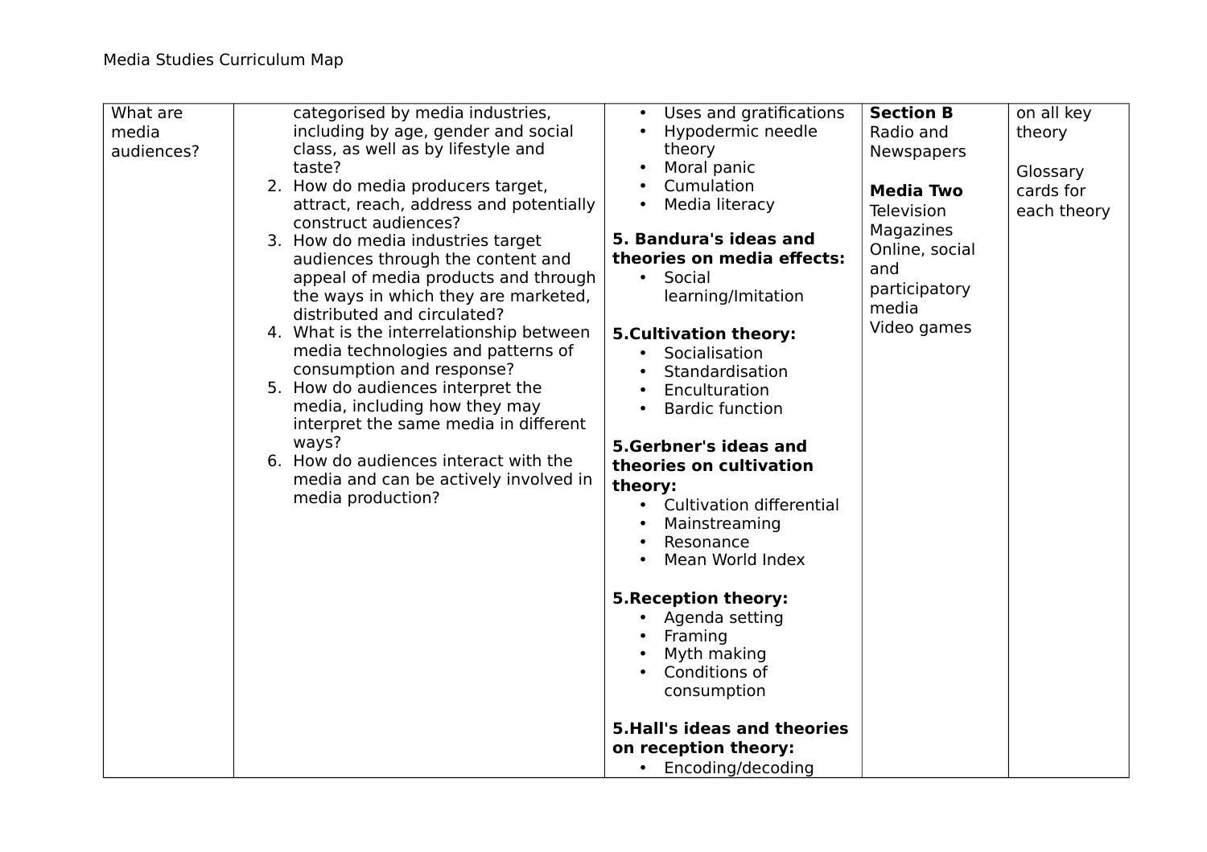| What are media audiences? | categorised by media industries, including by age, gender and social class, as well as by lifestyle and taste?<br>2. How do media producers target, attract, reach, address and potentially construct audiences?<br>3. How do media industries target audiences through the content and appeal of media products and through the ways in which they are marketed, distributed and circulated?<br>4. What is the interrelationship between media technologies and patterns of consumption and response?<br>5. How do audiences interpret the media, including how they may interpret the same media in different ways?<br>6. How do audiences interact with the media and can be actively involved in media production? | • Uses and gratifications<br>• Hypodermic needle theory<br>• Moral panic<br>• Cumulation<br>• Media literacy<br><br>**5. Bandura's ideas and theories on media effects:**<br>• Social learning/Imitation<br><br>**5.Cultivation theory:**<br>• Socialisation<br>• Standardisation<br>• Enculturation<br>• Bardic function<br><br>**5.Gerbner's ideas and theories on cultivation theory:**<br>• Cultivation differential<br>• Mainstreaming<br>• Resonance<br>• Mean World Index<br><br>**5.Reception theory:**<br>• Agenda setting<br>• Framing<br>• Myth making<br>• Conditions of consumption<br><br>**5.Hall's ideas and theories on reception theory:**<br>• Encoding/decoding | **Section B**<br>Radio and Newspapers<br><br>**Media Two**<br>Television<br>Magazines<br>Online, social and participatory media<br>Video games | on all key theory<br><br>Glossary cards for each theory |
|---|---|---|---|---|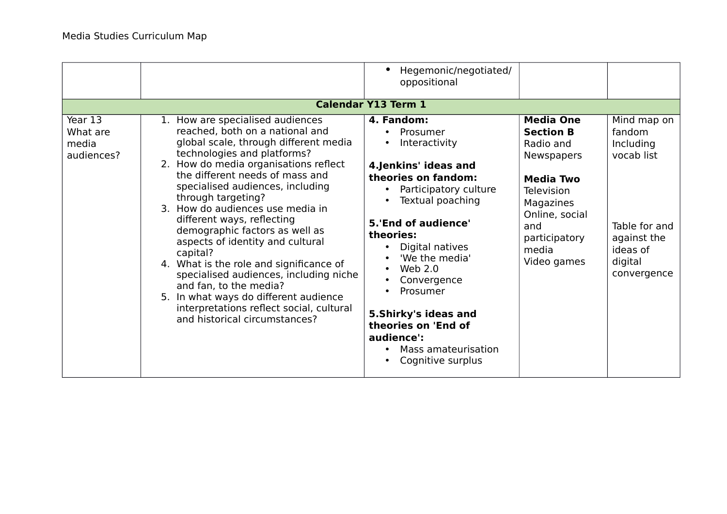| | | | | |
|---|---|---|---|---|
| | | • Hegemonic/negotiated/ oppositional | | |
| **Calendar Y13 Term 1** | | | | |
| Year 13 What are media audiences? | 1. How are specialised audiences reached, both on a national and global scale, through different media technologies and platforms?<br>2. How do media organisations reflect the different needs of mass and specialised audiences, including through targeting?<br>3. How do audiences use media in different ways, reflecting demographic factors as well as aspects of identity and cultural capital?<br>4. What is the role and significance of specialised audiences, including niche and fan, to the media?<br>5. In what ways do different audience interpretations reflect social, cultural and historical circumstances? | **4. Fandom:**<br>• Prosumer<br>• Interactivity<br><br>**4.Jenkins' ideas and theories on fandom:**<br>• Participatory culture<br>• Textual poaching<br><br>**5.'End of audience' theories:**<br>• Digital natives<br>• 'We the media'<br>• Web 2.0<br>• Convergence<br>• Prosumer<br><br>**5.Shirky's ideas and theories on 'End of audience':**<br>• Mass amateurisation<br>• Cognitive surplus | **Media One Section B**<br>Radio and Newspapers<br><br>**Media Two**<br>Television<br>Magazines<br>Online, social and participatory media<br>Video games | Mind map on fandom Including vocab list<br><br>Table for and against the ideas of digital convergence |